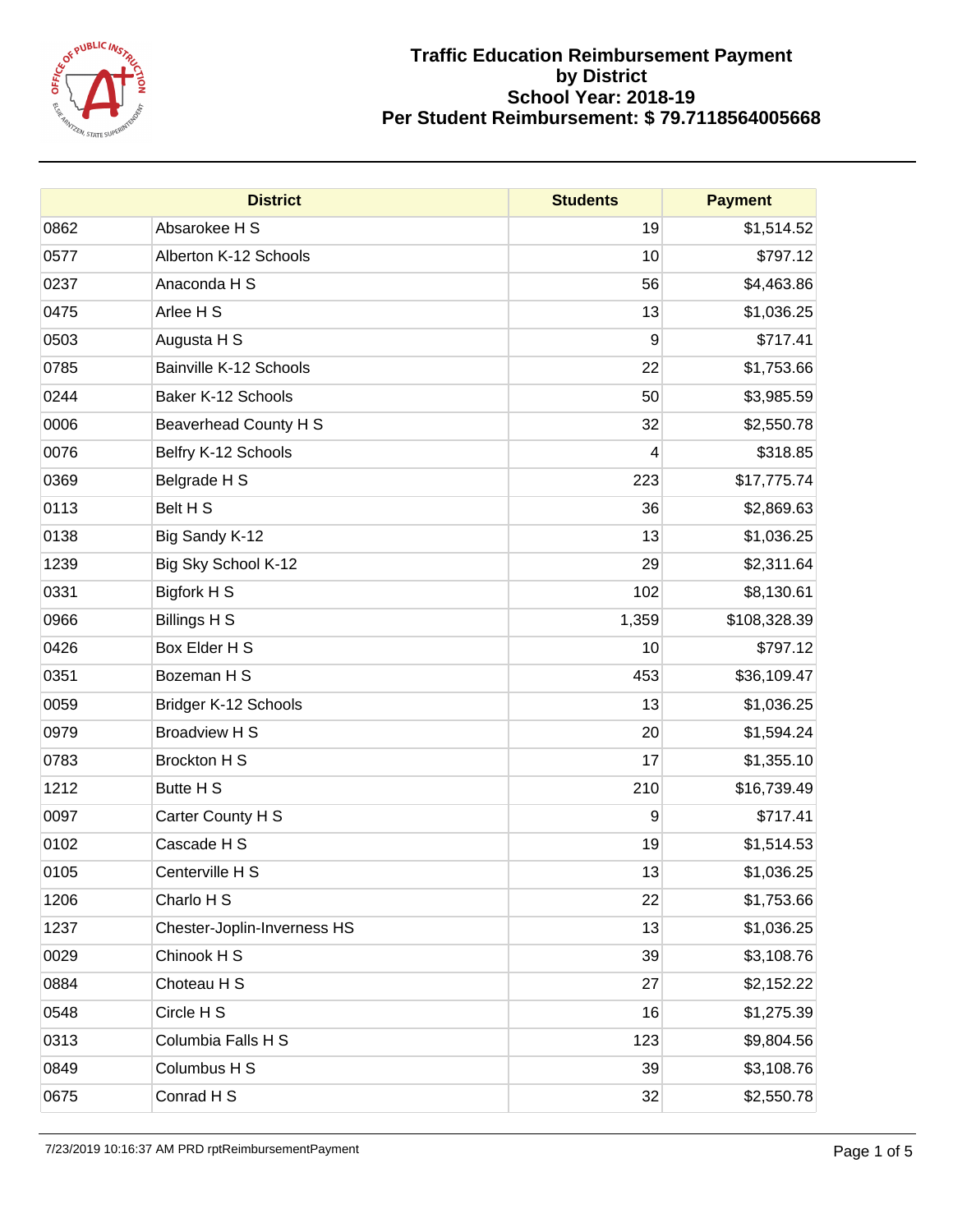# Traffic Education Reimbursement Payment by District
## School Year: 2018-19
## Per Student Reimbursement: $ 79.7118564005668

| District | | Students | Payment |
|---|---|---|---|
| 0862 | Absarokee H S | 19 | $1,514.52 |
| 0577 | Alberton K-12 Schools | 10 | $797.12 |
| 0237 | Anaconda H S | 56 | $4,463.86 |
| 0475 | Arlee H S | 13 | $1,036.25 |
| 0503 | Augusta H S | 9 | $717.41 |
| 0785 | Bainville K-12 Schools | 22 | $1,753.66 |
| 0244 | Baker K-12 Schools | 50 | $3,985.59 |
| 0006 | Beaverhead County H S | 32 | $2,550.78 |
| 0076 | Belfry K-12 Schools | 4 | $318.85 |
| 0369 | Belgrade H S | 223 | $17,775.74 |
| 0113 | Belt H S | 36 | $2,869.63 |
| 0138 | Big Sandy K-12 | 13 | $1,036.25 |
| 1239 | Big Sky School K-12 | 29 | $2,311.64 |
| 0331 | Bigfork H S | 102 | $8,130.61 |
| 0966 | Billings H S | 1,359 | $108,328.39 |
| 0426 | Box Elder H S | 10 | $797.12 |
| 0351 | Bozeman H S | 453 | $36,109.47 |
| 0059 | Bridger K-12 Schools | 13 | $1,036.25 |
| 0979 | Broadview H S | 20 | $1,594.24 |
| 0783 | Brockton H S | 17 | $1,355.10 |
| 1212 | Butte H S | 210 | $16,739.49 |
| 0097 | Carter County H S | 9 | $717.41 |
| 0102 | Cascade H S | 19 | $1,514.53 |
| 0105 | Centerville H S | 13 | $1,036.25 |
| 1206 | Charlo H S | 22 | $1,753.66 |
| 1237 | Chester-Joplin-Inverness HS | 13 | $1,036.25 |
| 0029 | Chinook H S | 39 | $3,108.76 |
| 0884 | Choteau H S | 27 | $2,152.22 |
| 0548 | Circle H S | 16 | $1,275.39 |
| 0313 | Columbia Falls H S | 123 | $9,804.56 |
| 0849 | Columbus H S | 39 | $3,108.76 |
| 0675 | Conrad H S | 32 | $2,550.78 |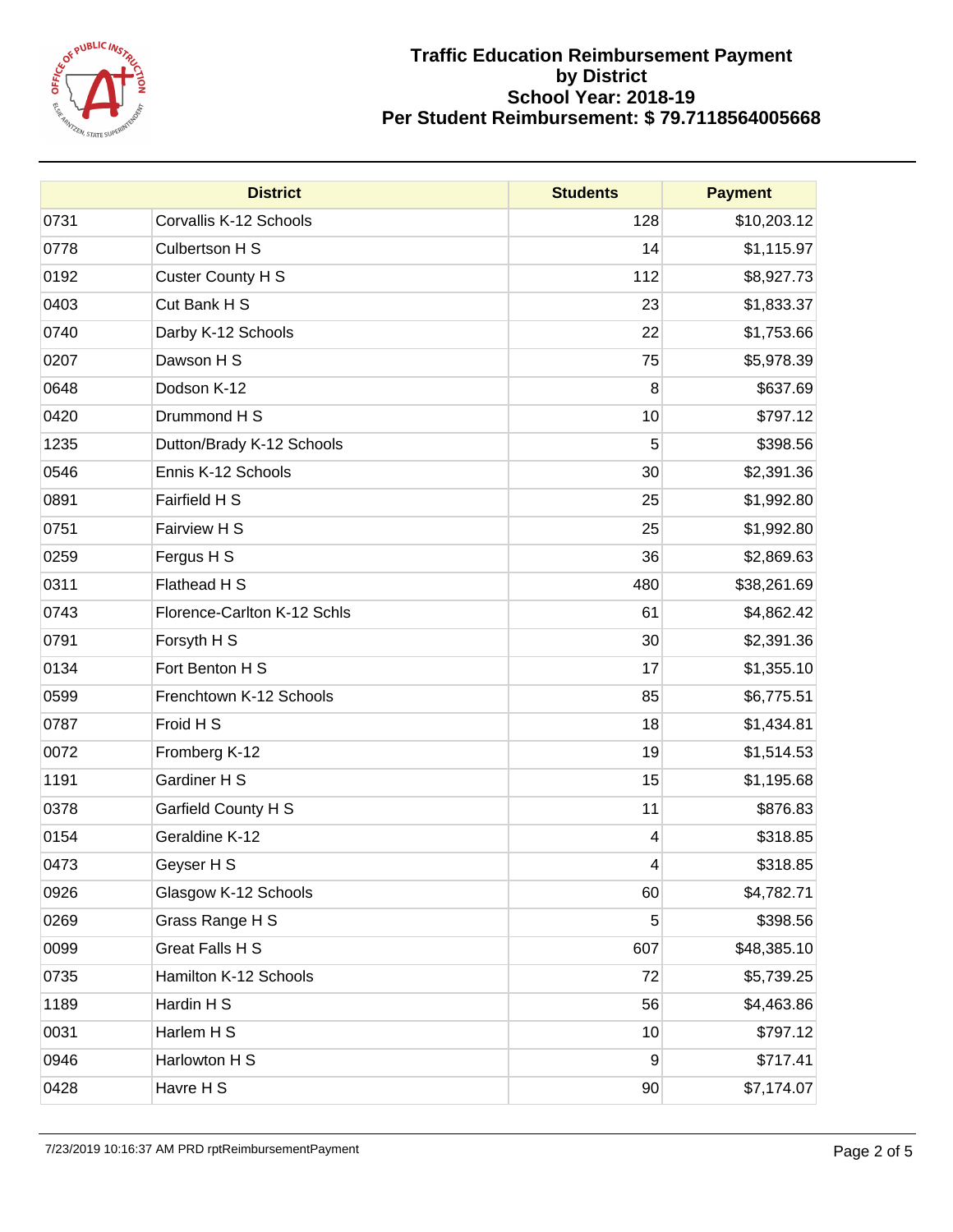# Traffic Education Reimbursement Payment by District School Year: 2018-19 Per Student Reimbursement: $ 79.7118564005668

| District | | Students | Payment |
|---|---|---|---|
| 0731 | Corvallis K-12 Schools | 128 | $10,203.12 |
| 0778 | Culbertson H S | 14 | $1,115.97 |
| 0192 | Custer County H S | 112 | $8,927.73 |
| 0403 | Cut Bank H S | 23 | $1,833.37 |
| 0740 | Darby K-12 Schools | 22 | $1,753.66 |
| 0207 | Dawson H S | 75 | $5,978.39 |
| 0648 | Dodson K-12 | 8 | $637.69 |
| 0420 | Drummond H S | 10 | $797.12 |
| 1235 | Dutton/Brady K-12 Schools | 5 | $398.56 |
| 0546 | Ennis K-12 Schools | 30 | $2,391.36 |
| 0891 | Fairfield H S | 25 | $1,992.80 |
| 0751 | Fairview H S | 25 | $1,992.80 |
| 0259 | Fergus H S | 36 | $2,869.63 |
| 0311 | Flathead H S | 480 | $38,261.69 |
| 0743 | Florence-Carlton K-12 Schls | 61 | $4,862.42 |
| 0791 | Forsyth H S | 30 | $2,391.36 |
| 0134 | Fort Benton H S | 17 | $1,355.10 |
| 0599 | Frenchtown K-12 Schools | 85 | $6,775.51 |
| 0787 | Froid H S | 18 | $1,434.81 |
| 0072 | Fromberg K-12 | 19 | $1,514.53 |
| 1191 | Gardiner H S | 15 | $1,195.68 |
| 0378 | Garfield County H S | 11 | $876.83 |
| 0154 | Geraldine K-12 | 4 | $318.85 |
| 0473 | Geyser H S | 4 | $318.85 |
| 0926 | Glasgow K-12 Schools | 60 | $4,782.71 |
| 0269 | Grass Range H S | 5 | $398.56 |
| 0099 | Great Falls H S | 607 | $48,385.10 |
| 0735 | Hamilton K-12 Schools | 72 | $5,739.25 |
| 1189 | Hardin H S | 56 | $4,463.86 |
| 0031 | Harlem H S | 10 | $797.12 |
| 0946 | Harlowton H S | 9 | $717.41 |
| 0428 | Havre H S | 90 | $7,174.07 |

7/23/2019 10:16:37 AM PRD rptReimbursementPayment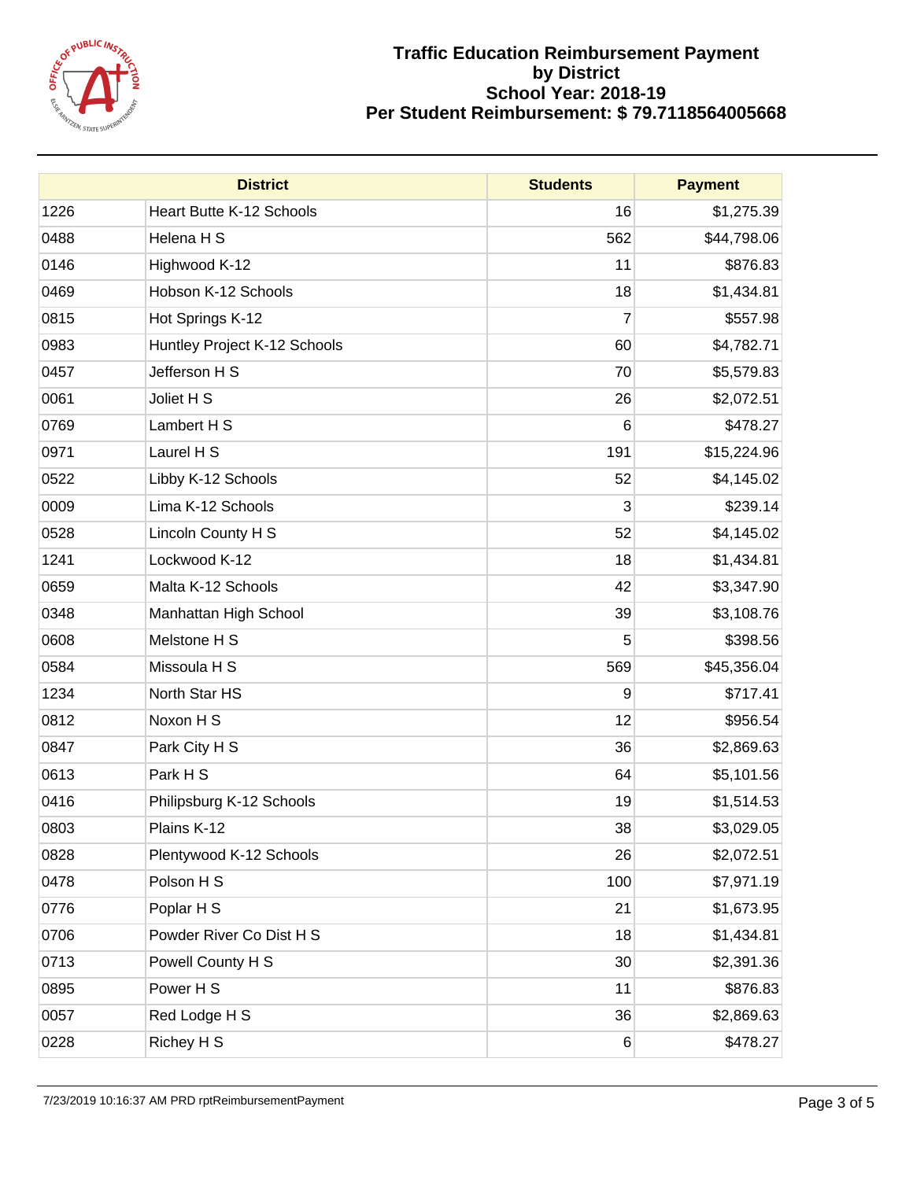# Traffic Education Reimbursement Payment by District
## School Year: 2018-19
## Per Student Reimbursement: $ 79.7118564005668

| District | | Students | Payment |
|---|---|---|---|
| 1226 | Heart Butte K-12 Schools | 16 | $1,275.39 |
| 0488 | Helena H S | 562 | $44,798.06 |
| 0146 | Highwood K-12 | 11 | $876.83 |
| 0469 | Hobson K-12 Schools | 18 | $1,434.81 |
| 0815 | Hot Springs K-12 | 7 | $557.98 |
| 0983 | Huntley Project K-12 Schools | 60 | $4,782.71 |
| 0457 | Jefferson H S | 70 | $5,579.83 |
| 0061 | Joliet H S | 26 | $2,072.51 |
| 0769 | Lambert H S | 6 | $478.27 |
| 0971 | Laurel H S | 191 | $15,224.96 |
| 0522 | Libby K-12 Schools | 52 | $4,145.02 |
| 0009 | Lima K-12 Schools | 3 | $239.14 |
| 0528 | Lincoln County H S | 52 | $4,145.02 |
| 1241 | Lockwood K-12 | 18 | $1,434.81 |
| 0659 | Malta K-12 Schools | 42 | $3,347.90 |
| 0348 | Manhattan High School | 39 | $3,108.76 |
| 0608 | Melstone H S | 5 | $398.56 |
| 0584 | Missoula H S | 569 | $45,356.04 |
| 1234 | North Star HS | 9 | $717.41 |
| 0812 | Noxon H S | 12 | $956.54 |
| 0847 | Park City H S | 36 | $2,869.63 |
| 0613 | Park H S | 64 | $5,101.56 |
| 0416 | Philipsburg K-12 Schools | 19 | $1,514.53 |
| 0803 | Plains K-12 | 38 | $3,029.05 |
| 0828 | Plentywood K-12 Schools | 26 | $2,072.51 |
| 0478 | Polson H S | 100 | $7,971.19 |
| 0776 | Poplar H S | 21 | $1,673.95 |
| 0706 | Powder River Co Dist H S | 18 | $1,434.81 |
| 0713 | Powell County H S | 30 | $2,391.36 |
| 0895 | Power H S | 11 | $876.83 |
| 0057 | Red Lodge H S | 36 | $2,869.63 |
| 0228 | Richey H S | 6 | $478.27 |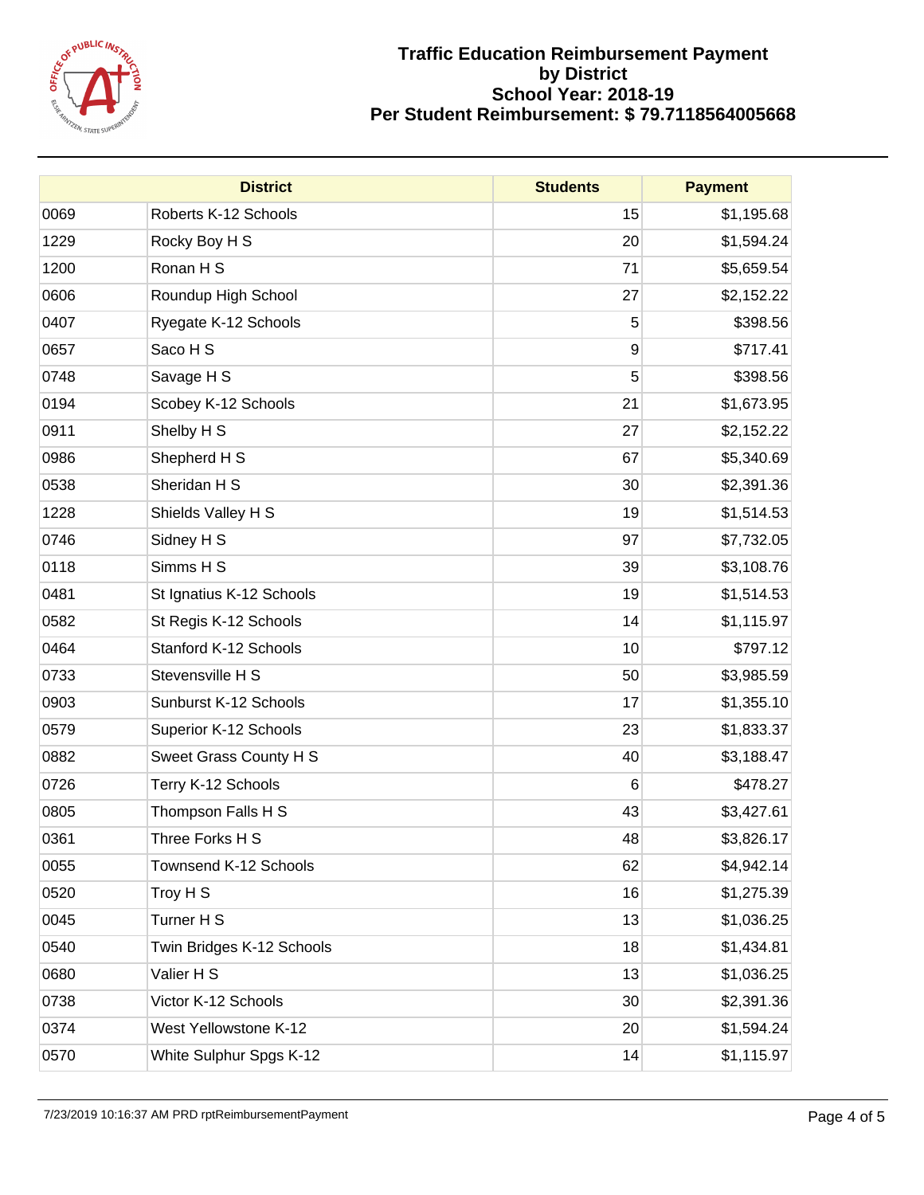# Traffic Education Reimbursement Payment by District
## School Year: 2018-19
## Per Student Reimbursement: $ 79.7118564005668

| District | | Students | Payment |
|---|---|---|---|
| 0069 | Roberts K-12 Schools | 15 | $1,195.68 |
| 1229 | Rocky Boy H S | 20 | $1,594.24 |
| 1200 | Ronan H S | 71 | $5,659.54 |
| 0606 | Roundup High School | 27 | $2,152.22 |
| 0407 | Ryegate K-12 Schools | 5 | $398.56 |
| 0657 | Saco H S | 9 | $717.41 |
| 0748 | Savage H S | 5 | $398.56 |
| 0194 | Scobey K-12 Schools | 21 | $1,673.95 |
| 0911 | Shelby H S | 27 | $2,152.22 |
| 0986 | Shepherd H S | 67 | $5,340.69 |
| 0538 | Sheridan H S | 30 | $2,391.36 |
| 1228 | Shields Valley H S | 19 | $1,514.53 |
| 0746 | Sidney H S | 97 | $7,732.05 |
| 0118 | Simms H S | 39 | $3,108.76 |
| 0481 | St Ignatius K-12 Schools | 19 | $1,514.53 |
| 0582 | St Regis K-12 Schools | 14 | $1,115.97 |
| 0464 | Stanford K-12 Schools | 10 | $797.12 |
| 0733 | Stevensville H S | 50 | $3,985.59 |
| 0903 | Sunburst K-12 Schools | 17 | $1,355.10 |
| 0579 | Superior K-12 Schools | 23 | $1,833.37 |
| 0882 | Sweet Grass County H S | 40 | $3,188.47 |
| 0726 | Terry K-12 Schools | 6 | $478.27 |
| 0805 | Thompson Falls H S | 43 | $3,427.61 |
| 0361 | Three Forks H S | 48 | $3,826.17 |
| 0055 | Townsend K-12 Schools | 62 | $4,942.14 |
| 0520 | Troy H S | 16 | $1,275.39 |
| 0045 | Turner H S | 13 | $1,036.25 |
| 0540 | Twin Bridges K-12 Schools | 18 | $1,434.81 |
| 0680 | Valier H S | 13 | $1,036.25 |
| 0738 | Victor K-12 Schools | 30 | $2,391.36 |
| 0374 | West Yellowstone K-12 | 20 | $1,594.24 |
| 0570 | White Sulphur Spgs K-12 | 14 | $1,115.97 |

7/23/2019 10:16:37 AM PRD rptReimbursementPayment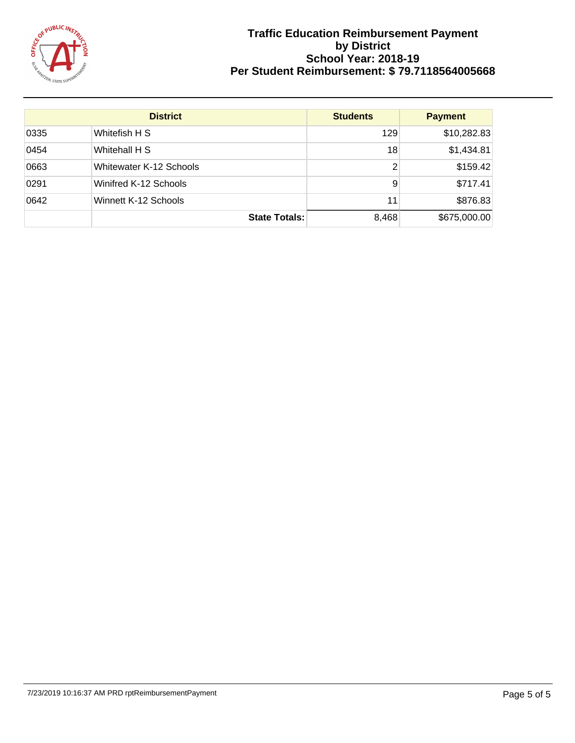# Traffic Education Reimbursement Payment by District
## School Year: 2018-19
## Per Student Reimbursement: $ 79.7118564005668

| District | | Students | Payment |
|---|---|---|---|
| 0335 | Whitefish H S | 129 | $10,282.83 |
| 0454 | Whitehall H S | 18 | $1,434.81 |
| 0663 | Whitewater K-12 Schools | 2 | $159.42 |
| 0291 | Winifred K-12 Schools | 9 | $717.41 |
| 0642 | Winnett K-12 Schools | 11 | $876.83 |
| | **State Totals:** | 8,468 | $675,000.00 |

7/23/2019 10:16:37 AM PRD rptReimbursementPayment